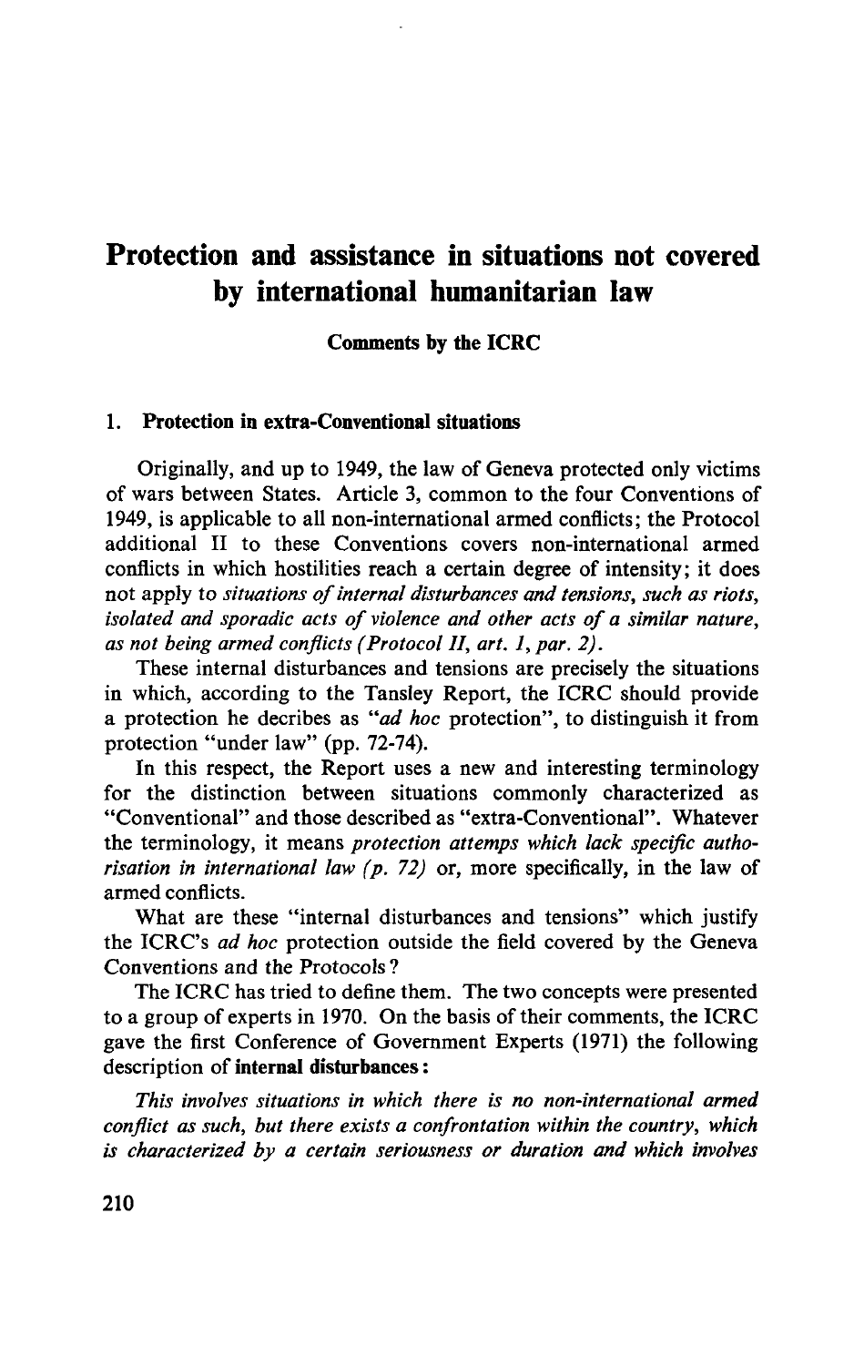# Protection and assistance in situations not covered by international humanitarian law

**Comments by the ICRC**

## 1. Protection in extra-Conventional situations

Originally, and up to 1949, the law of Geneva protected only victims of wars between States. Article 3, common to the four Conventions of 1949, is applicable to all non-international armed conflicts; the Protocol additional II to these Conventions covers non-international armed conflicts in which hostilities reach a certain degree of intensity; it does not apply to *situations of internal disturbances and tensions, such as riots, isolated and sporadic acts of violence and other acts of a similar nature, as not being armed conflicts (Protocol II, art. 1, par. 2).*

These internal disturbances and tensions are precisely the situations in which, according to the Tansley Report, the ICRC should provide a protection he decribes as "*ad hoc* protection", to distinguish it from protection "under law" (pp. 72-74).

In this respect, the Report uses a new and interesting terminology for the distinction between situations commonly characterized as "Conventional" and those described as "extra-Conventional". Whatever the terminology, it means *protection attemps which lack specific authorisation in international law (p. 72)* or, more specifically, in the law of armed conflicts.

What are these "internal disturbances and tensions" which justify the ICRC's *ad hoc* protection outside the field covered by the Geneva Conventions and the Protocols?

The ICRC has tried to define them. The two concepts were presented to a group of experts in 1970. On the basis of their comments, the ICRC gave the first Conference of Government Experts (1971) the following description of **internal disturbances:**

*This involves situations in which there is no non-international armed conflict as such, but there exists a confrontation within the country, which is characterized by a certain seriousness or duration and which involves*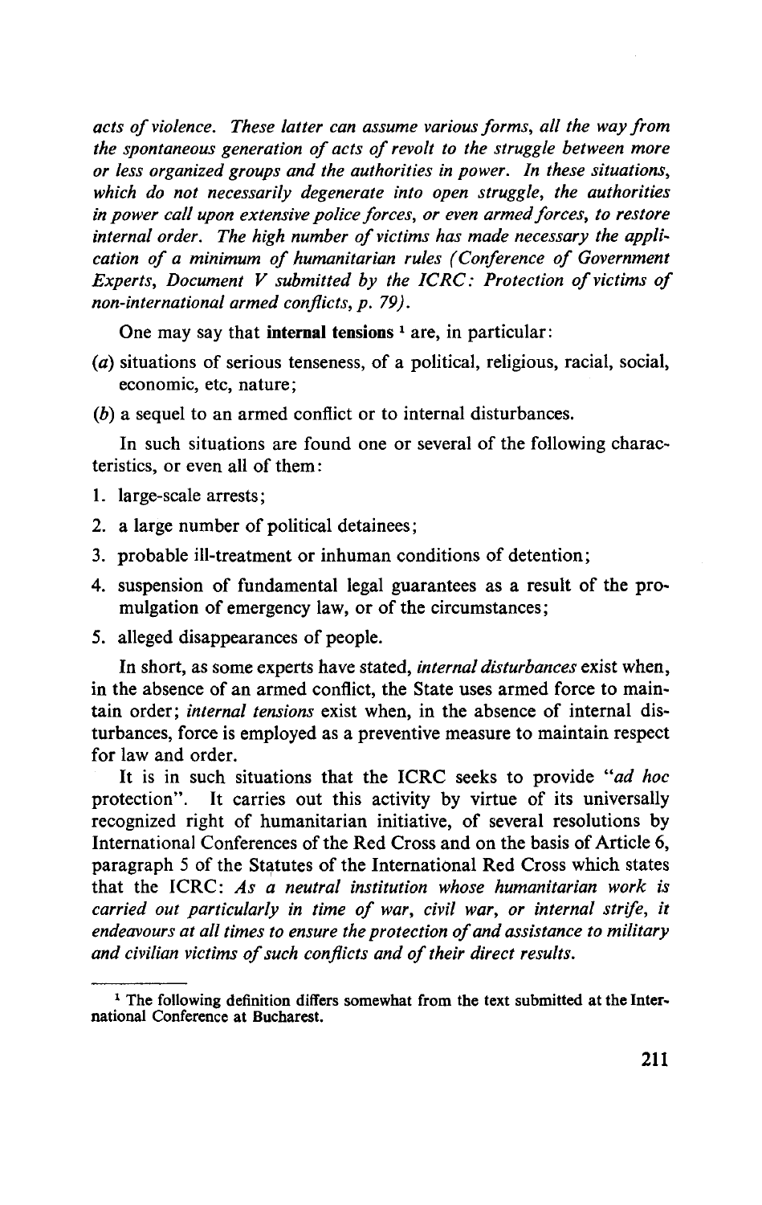*acts of violence. These latter can assume various forms, all the way from the spontaneous generation of acts of revolt to the struggle between more or less organized groups and the authorities in power. In these situations, which do not necessarily degenerate into open struggle, the authorities in power call upon extensive police forces, or even armed forces, to restore internal order. The high number of victims has made necessary the application of a minimum of humanitarian rules (Conference of Government Experts, Document V submitted by the ICRC: Protection of victims of non-international armed conflicts, p. 79).*

One may say that **internal tensions** [1] are, in particular:

(*a*) situations of serious tenseness, of a political, religious, racial, social, economic, etc, nature;

(*b*) a sequel to an armed conflict or to internal disturbances.

In such situations are found one or several of the following characteristics, or even all of them:

1. large-scale arrests;
2. a large number of political detainees;
3. probable ill-treatment or inhuman conditions of detention;
4. suspension of fundamental legal guarantees as a result of the promulgation of emergency law, or of the circumstances;
5. alleged disappearances of people.

In short, as some experts have stated, *internal disturbances* exist when, in the absence of an armed conflict, the State uses armed force to maintain order; *internal tensions* exist when, in the absence of internal disturbances, force is employed as a preventive measure to maintain respect for law and order.

It is in such situations that the ICRC seeks to provide "*ad hoc* protection". It carries out this activity by virtue of its universally recognized right of humanitarian initiative, of several resolutions by International Conferences of the Red Cross and on the basis of Article 6, paragraph 5 of the Statutes of the International Red Cross which states that the ICRC: *As a neutral institution whose humanitarian work is carried out particularly in time of war, civil war, or internal strife, it endeavours at all times to ensure the protection of and assistance to military and civilian victims of such conflicts and of their direct results.*

---

[1] The following definition differs somewhat from the text submitted at the International Conference at Bucharest.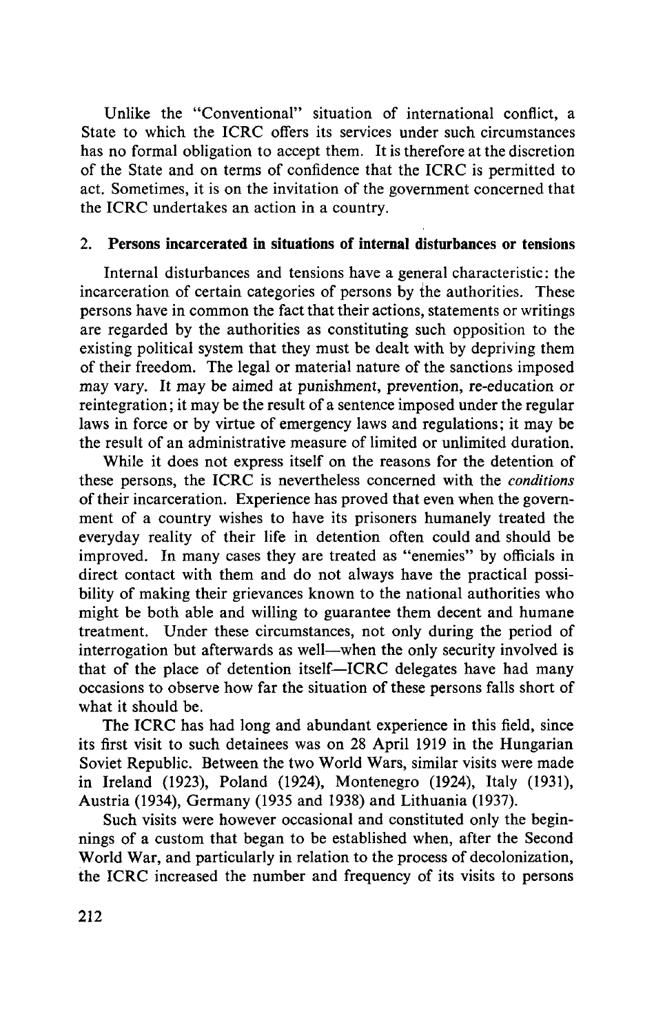Unlike the "Conventional" situation of international conflict, a State to which the ICRC offers its services under such circumstances has no formal obligation to accept them. It is therefore at the discretion of the State and on terms of confidence that the ICRC is permitted to act. Sometimes, it is on the invitation of the government concerned that the ICRC undertakes an action in a country.

## 2. Persons incarcerated in situations of internal disturbances or tensions

Internal disturbances and tensions have a general characteristic: the incarceration of certain categories of persons by the authorities. These persons have in common the fact that their actions, statements or writings are regarded by the authorities as constituting such opposition to the existing political system that they must be dealt with by depriving them of their freedom. The legal or material nature of the sanctions imposed may vary. It may be aimed at punishment, prevention, re-education or reintegration; it may be the result of a sentence imposed under the regular laws in force or by virtue of emergency laws and regulations; it may be the result of an administrative measure of limited or unlimited duration.

While it does not express itself on the reasons for the detention of these persons, the ICRC is nevertheless concerned with the *conditions* of their incarceration. Experience has proved that even when the government of a country wishes to have its prisoners humanely treated the everyday reality of their life in detention often could and should be improved. In many cases they are treated as "enemies" by officials in direct contact with them and do not always have the practical possibility of making their grievances known to the national authorities who might be both able and willing to guarantee them decent and humane treatment. Under these circumstances, not only during the period of interrogation but afterwards as well—when the only security involved is that of the place of detention itself—ICRC delegates have had many occasions to observe how far the situation of these persons falls short of what it should be.

The ICRC has had long and abundant experience in this field, since its first visit to such detainees was on 28 April 1919 in the Hungarian Soviet Republic. Between the two World Wars, similar visits were made in Ireland (1923), Poland (1924), Montenegro (1924), Italy (1931), Austria (1934), Germany (1935 and 1938) and Lithuania (1937).

Such visits were however occasional and constituted only the beginnings of a custom that began to be established when, after the Second World War, and particularly in relation to the process of decolonization, the ICRC increased the number and frequency of its visits to persons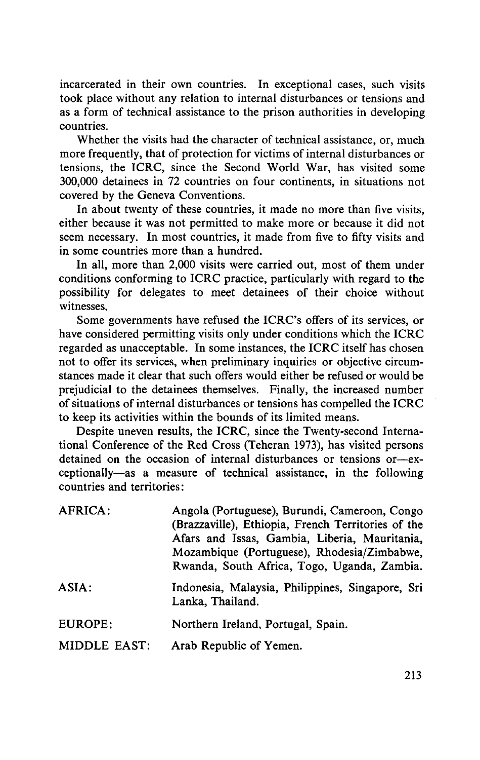incarcerated in their own countries. In exceptional cases, such visits took place without any relation to internal disturbances or tensions and as a form of technical assistance to the prison authorities in developing countries.

Whether the visits had the character of technical assistance, or, much more frequently, that of protection for victims of internal disturbances or tensions, the ICRC, since the Second World War, has visited some 300,000 detainees in 72 countries on four continents, in situations not covered by the Geneva Conventions.

In about twenty of these countries, it made no more than five visits, either because it was not permitted to make more or because it did not seem necessary. In most countries, it made from five to fifty visits and in some countries more than a hundred.

In all, more than 2,000 visits were carried out, most of them under conditions conforming to ICRC practice, particularly with regard to the possibility for delegates to meet detainees of their choice without witnesses.

Some governments have refused the ICRC's offers of its services, or have considered permitting visits only under conditions which the ICRC regarded as unacceptable. In some instances, the ICRC itself has chosen not to offer its services, when preliminary inquiries or objective circumstances made it clear that such offers would either be refused or would be prejudicial to the detainees themselves. Finally, the increased number of situations of internal disturbances or tensions has compelled the ICRC to keep its activities within the bounds of its limited means.

Despite uneven results, the ICRC, since the Twenty-second International Conference of the Red Cross (Teheran 1973), has visited persons detained on the occasion of internal disturbances or tensions or—exceptionally—as a measure of technical assistance, in the following countries and territories:

| | |
|---|---|
| AFRICA: | Angola (Portuguese), Burundi, Cameroon, Congo (Brazzaville), Ethiopia, French Territories of the Afars and Issas, Gambia, Liberia, Mauritania, Mozambique (Portuguese), Rhodesia/Zimbabwe, Rwanda, South Africa, Togo, Uganda, Zambia. |
| ASIA: | Indonesia, Malaysia, Philippines, Singapore, Sri Lanka, Thailand. |
| EUROPE: | Northern Ireland, Portugal, Spain. |
| MIDDLE EAST: | Arab Republic of Yemen. |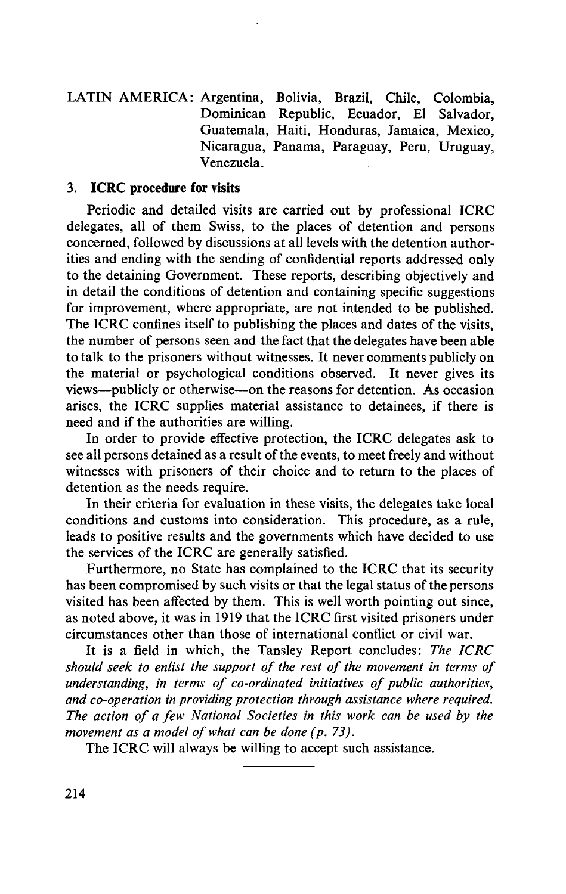LATIN AMERICA: Argentina, Bolivia, Brazil, Chile, Colombia, Dominican Republic, Ecuador, El Salvador, Guatemala, Haiti, Honduras, Jamaica, Mexico, Nicaragua, Panama, Paraguay, Peru, Uruguay, Venezuela.

### 3. ICRC procedure for visits

Periodic and detailed visits are carried out by professional ICRC delegates, all of them Swiss, to the places of detention and persons concerned, followed by discussions at all levels with the detention authorities and ending with the sending of confidential reports addressed only to the detaining Government. These reports, describing objectively and in detail the conditions of detention and containing specific suggestions for improvement, where appropriate, are not intended to be published. The ICRC confines itself to publishing the places and dates of the visits, the number of persons seen and the fact that the delegates have been able to talk to the prisoners without witnesses. It never comments publicly on the material or psychological conditions observed. It never gives its views—publicly or otherwise—on the reasons for detention. As occasion arises, the ICRC supplies material assistance to detainees, if there is need and if the authorities are willing.

In order to provide effective protection, the ICRC delegates ask to see all persons detained as a result of the events, to meet freely and without witnesses with prisoners of their choice and to return to the places of detention as the needs require.

In their criteria for evaluation in these visits, the delegates take local conditions and customs into consideration. This procedure, as a rule, leads to positive results and the governments which have decided to use the services of the ICRC are generally satisfied.

Furthermore, no State has complained to the ICRC that its security has been compromised by such visits or that the legal status of the persons visited has been affected by them. This is well worth pointing out since, as noted above, it was in 1919 that the ICRC first visited prisoners under circumstances other than those of international conflict or civil war.

It is a field in which, the Tansley Report concludes: *The ICRC should seek to enlist the support of the rest of the movement in terms of understanding, in terms of co-ordinated initiatives of public authorities, and co-operation in providing protection through assistance where required. The action of a few National Societies in this work can be used by the movement as a model of what can be done (p. 73).*

The ICRC will always be willing to accept such assistance.